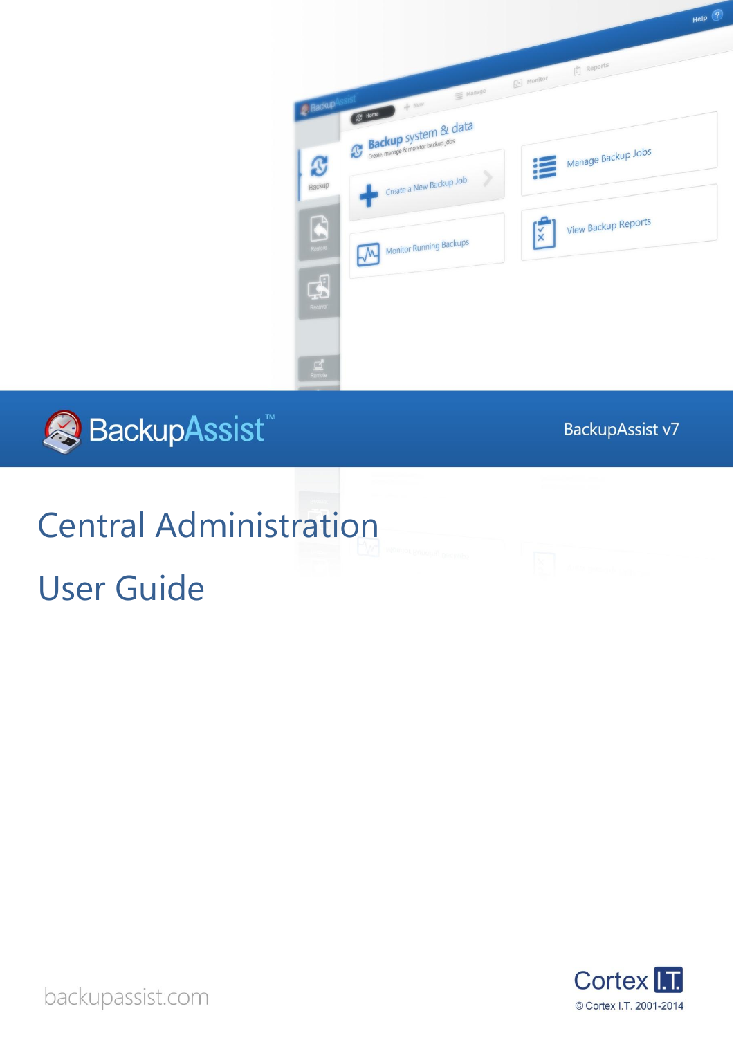BackupAssist™

BackupAssist v7

# Central Administration

# User Guide

backupassist.com

Cortex I.T.

© Cortex I.T. 2001-2014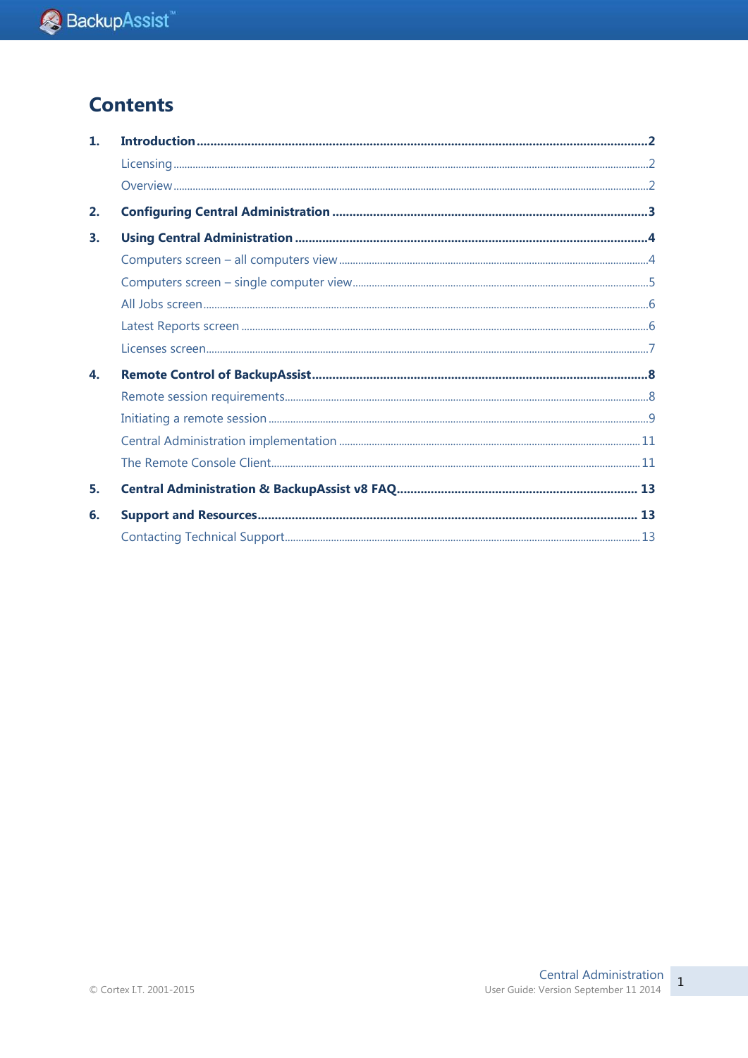# Contents

1. **Introduction** ........ 2
   - Licensing ........ 2
   - Overview ........ 2
2. **Configuring Central Administration** ........ 3
3. **Using Central Administration** ........ 4
   - Computers screen – all computers view ........ 4
   - Computers screen – single computer view ........ 5
   - All Jobs screen ........ 6
   - Latest Reports screen ........ 6
   - Licenses screen ........ 7
4. **Remote Control of BackupAssist** ........ 8
   - Remote session requirements ........ 8
   - Initiating a remote session ........ 9
   - Central Administration implementation ........ 11
   - The Remote Console Client ........ 11
5. **Central Administration & BackupAssist v8 FAQ** ........ 13
6. **Support and Resources** ........ 13
   - Contacting Technical Support ........ 13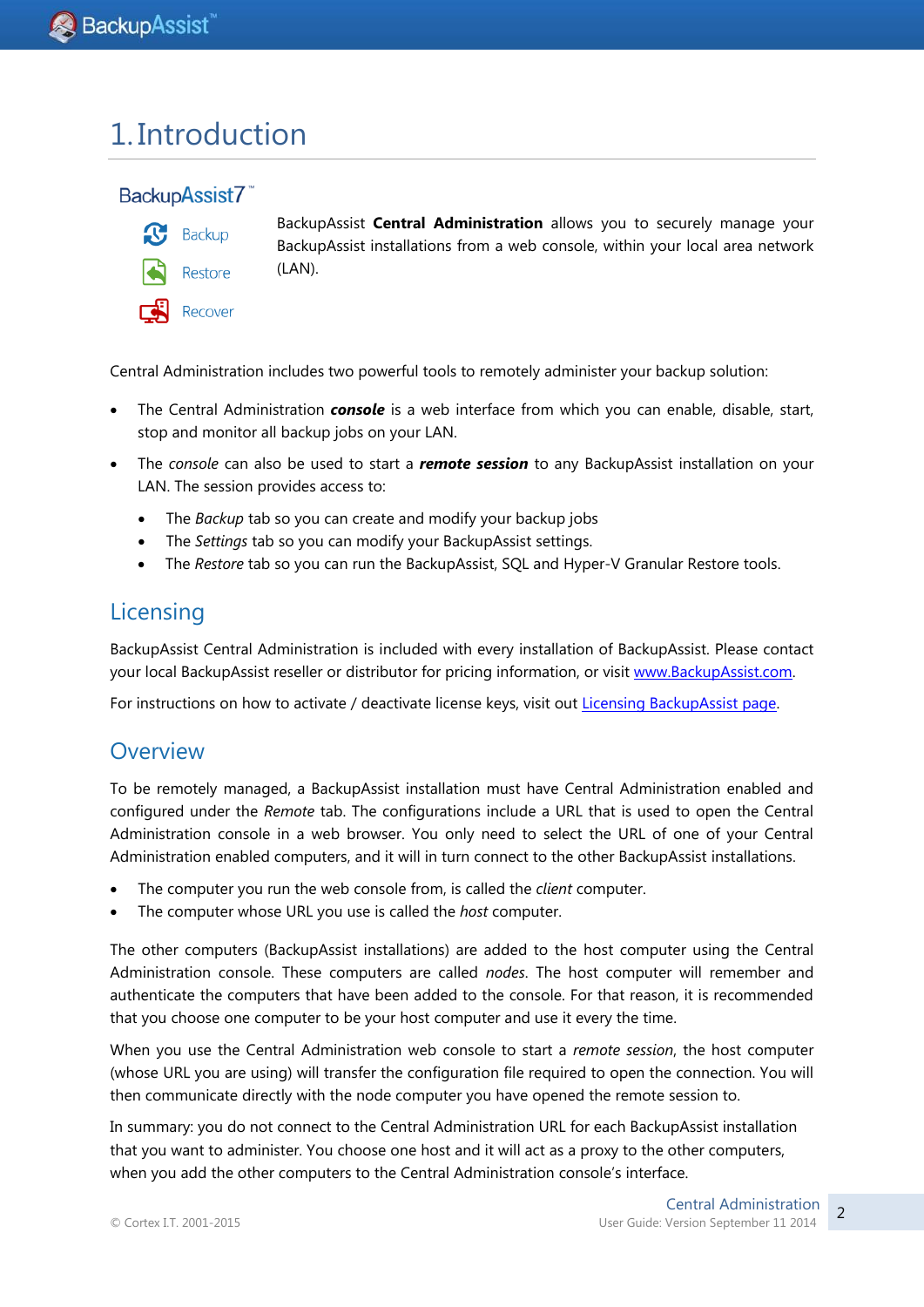# 1. Introduction

BackupAssist7™

Backup

Restore

Recover

BackupAssist **Central Administration** allows you to securely manage your BackupAssist installations from a web console, within your local area network (LAN).

Central Administration includes two powerful tools to remotely administer your backup solution:

- The Central Administration ***console*** is a web interface from which you can enable, disable, start, stop and monitor all backup jobs on your LAN.
- The *console* can also be used to start a ***remote session*** to any BackupAssist installation on your LAN. The session provides access to:
  - The *Backup* tab so you can create and modify your backup jobs
  - The *Settings* tab so you can modify your BackupAssist settings.
  - The *Restore* tab so you can run the BackupAssist, SQL and Hyper-V Granular Restore tools.

## Licensing

BackupAssist Central Administration is included with every installation of BackupAssist. Please contact your local BackupAssist reseller or distributor for pricing information, or visit www.BackupAssist.com.

For instructions on how to activate / deactivate license keys, visit out Licensing BackupAssist page.

## Overview

To be remotely managed, a BackupAssist installation must have Central Administration enabled and configured under the *Remote* tab. The configurations include a URL that is used to open the Central Administration console in a web browser. You only need to select the URL of one of your Central Administration enabled computers, and it will in turn connect to the other BackupAssist installations.

- The computer you run the web console from, is called the *client* computer.
- The computer whose URL you use is called the *host* computer.

The other computers (BackupAssist installations) are added to the host computer using the Central Administration console. These computers are called *nodes*. The host computer will remember and authenticate the computers that have been added to the console. For that reason, it is recommended that you choose one computer to be your host computer and use it every the time.

When you use the Central Administration web console to start a *remote session*, the host computer (whose URL you are using) will transfer the configuration file required to open the connection. You will then communicate directly with the node computer you have opened the remote session to.

In summary: you do not connect to the Central Administration URL for each BackupAssist installation that you want to administer. You choose one host and it will act as a proxy to the other computers, when you add the other computers to the Central Administration console's interface.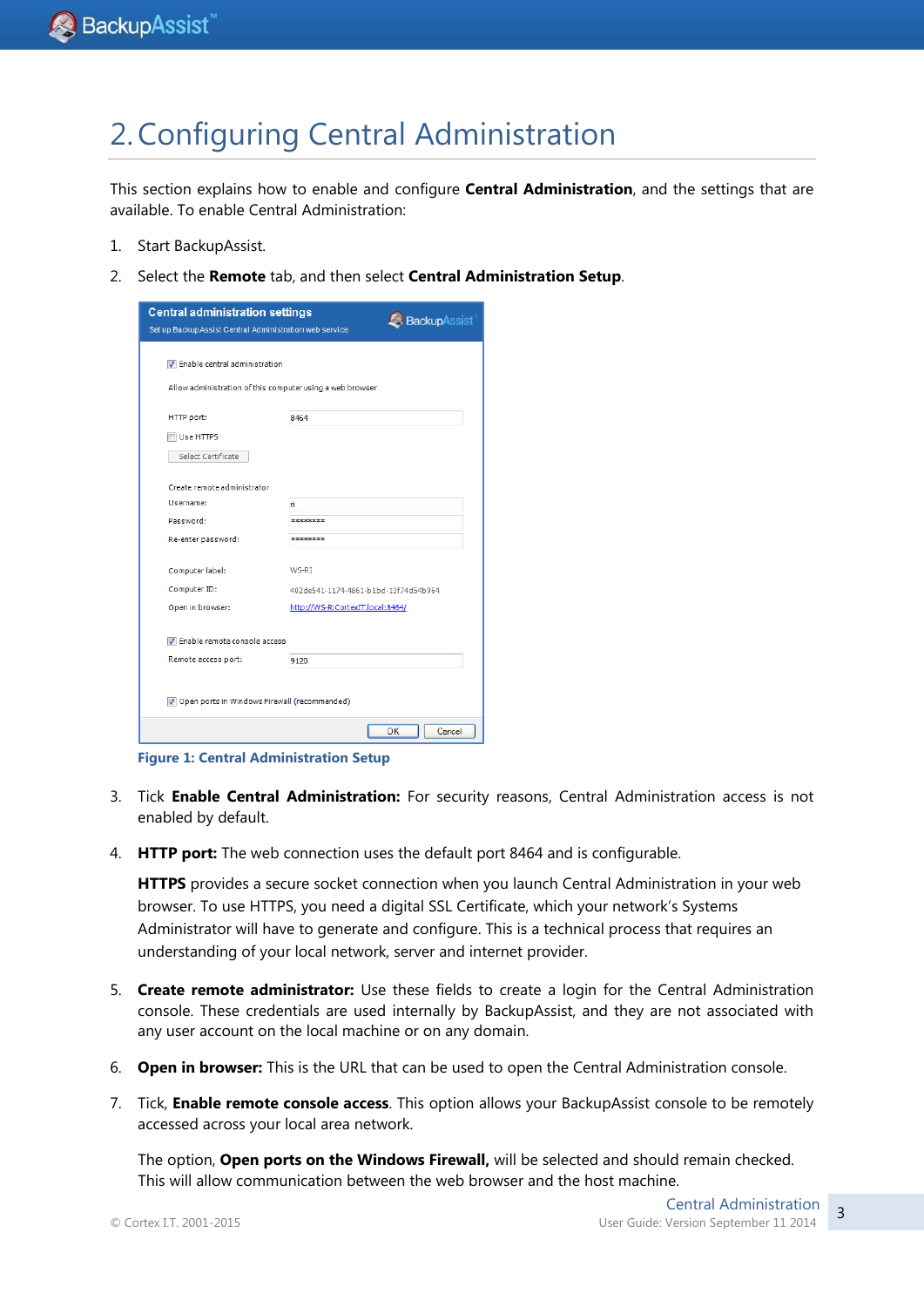# 2. Configuring Central Administration

This section explains how to enable and configure **Central Administration**, and the settings that are available. To enable Central Administration:

1. Start BackupAssist.
2. Select the **Remote** tab, and then select **Central Administration Setup**.

**Figure 1: Central Administration Setup**

3. Tick **Enable Central Administration:** For security reasons, Central Administration access is not enabled by default.
4. **HTTP port:** The web connection uses the default port 8464 and is configurable.

   **HTTPS** provides a secure socket connection when you launch Central Administration in your web browser. To use HTTPS, you need a digital SSL Certificate, which your network's Systems Administrator will have to generate and configure. This is a technical process that requires an understanding of your local network, server and internet provider.

5. **Create remote administrator:** Use these fields to create a login for the Central Administration console. These credentials are used internally by BackupAssist, and they are not associated with any user account on the local machine or on any domain.
6. **Open in browser:** This is the URL that can be used to open the Central Administration console.
7. Tick, **Enable remote console access**. This option allows your BackupAssist console to be remotely accessed across your local area network.

   The option, **Open ports on the Windows Firewall,** will be selected and should remain checked. This will allow communication between the web browser and the host machine.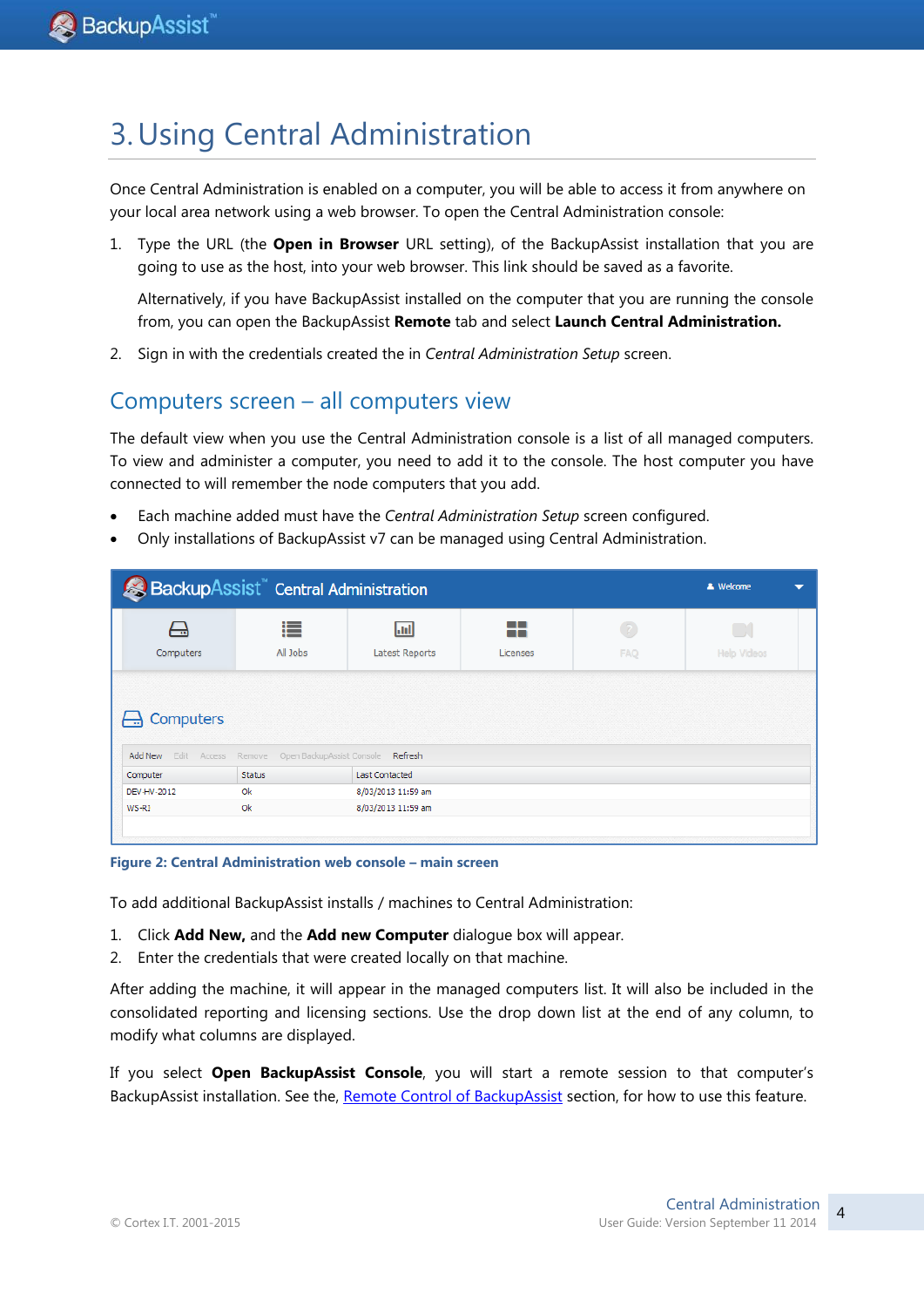# 3. Using Central Administration

Once Central Administration is enabled on a computer, you will be able to access it from anywhere on your local area network using a web browser. To open the Central Administration console:

1. Type the URL (the **Open in Browser** URL setting), of the BackupAssist installation that you are going to use as the host, into your web browser. This link should be saved as a favorite.

   Alternatively, if you have BackupAssist installed on the computer that you are running the console from, you can open the BackupAssist **Remote** tab and select **Launch Central Administration.**

2. Sign in with the credentials created the in *Central Administration Setup* screen.

## Computers screen – all computers view

The default view when you use the Central Administration console is a list of all managed computers. To view and administer a computer, you need to add it to the console. The host computer you have connected to will remember the node computers that you add.

- Each machine added must have the *Central Administration Setup* screen configured.
- Only installations of BackupAssist v7 can be managed using Central Administration.

**Figure 2: Central Administration web console – main screen**

To add additional BackupAssist installs / machines to Central Administration:

1. Click **Add New,** and the **Add new Computer** dialogue box will appear.
2. Enter the credentials that were created locally on that machine.

After adding the machine, it will appear in the managed computers list. It will also be included in the consolidated reporting and licensing sections. Use the drop down list at the end of any column, to modify what columns are displayed.

If you select **Open BackupAssist Console**, you will start a remote session to that computer's BackupAssist installation. See the, Remote Control of BackupAssist section, for how to use this feature.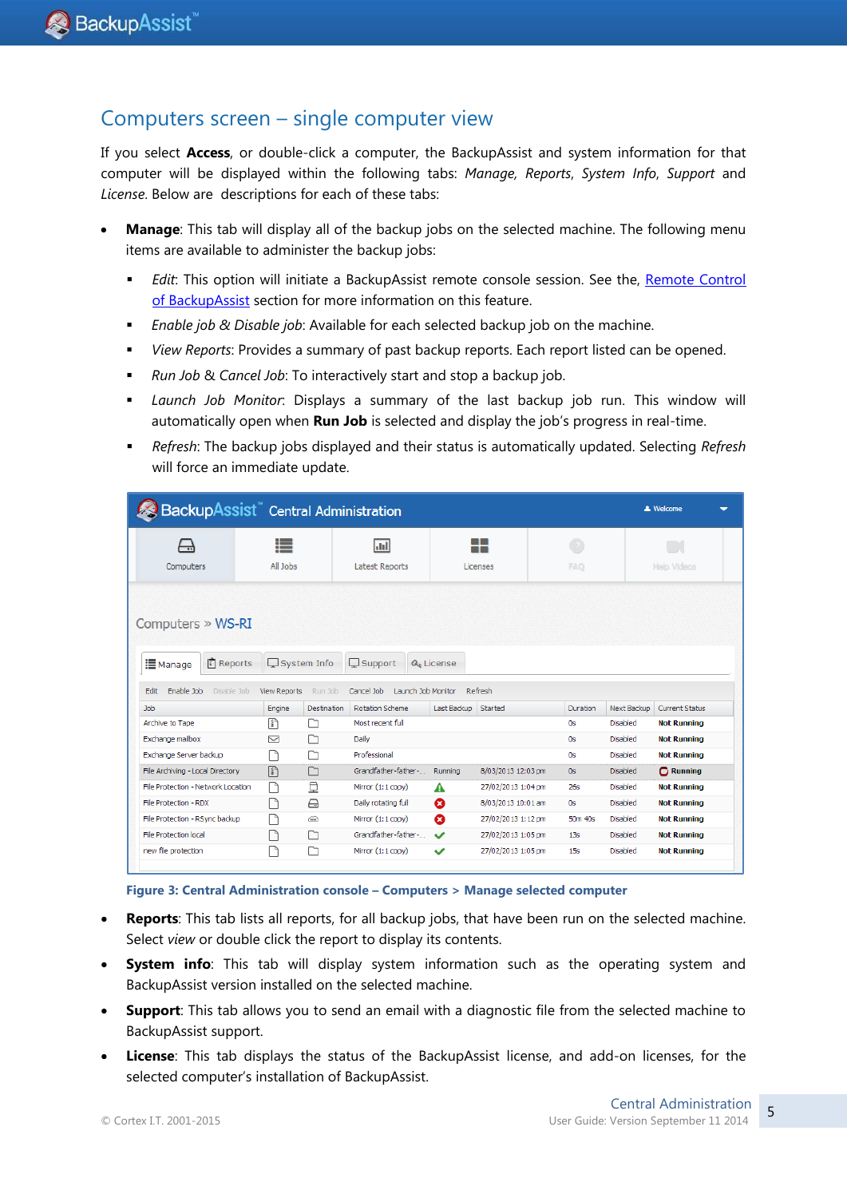## Computers screen – single computer view

If you select **Access**, or double-click a computer, the BackupAssist and system information for that computer will be displayed within the following tabs: *Manage*, *Reports*, *System Info*, *Support* and *License*. Below are descriptions for each of these tabs:

- **Manage**: This tab will display all of the backup jobs on the selected machine. The following menu items are available to administer the backup jobs:
  - *Edit*: This option will initiate a BackupAssist remote console session. See the, Remote Control of BackupAssist section for more information on this feature.
  - *Enable job & Disable job*: Available for each selected backup job on the machine.
  - *View Reports*: Provides a summary of past backup reports. Each report listed can be opened.
  - *Run Job & Cancel Job*: To interactively start and stop a backup job.
  - *Launch Job Monitor*: Displays a summary of the last backup job run. This window will automatically open when **Run Job** is selected and display the job's progress in real-time.
  - *Refresh*: The backup jobs displayed and their status is automatically updated. Selecting *Refresh* will force an immediate update.

**Figure 3: Central Administration console – Computers > Manage selected computer**

- **Reports**: This tab lists all reports, for all backup jobs, that have been run on the selected machine. Select *view* or double click the report to display its contents.
- **System info**: This tab will display system information such as the operating system and BackupAssist version installed on the selected machine.
- **Support**: This tab allows you to send an email with a diagnostic file from the selected machine to BackupAssist support.
- **License**: This tab displays the status of the BackupAssist license, and add-on licenses, for the selected computer's installation of BackupAssist.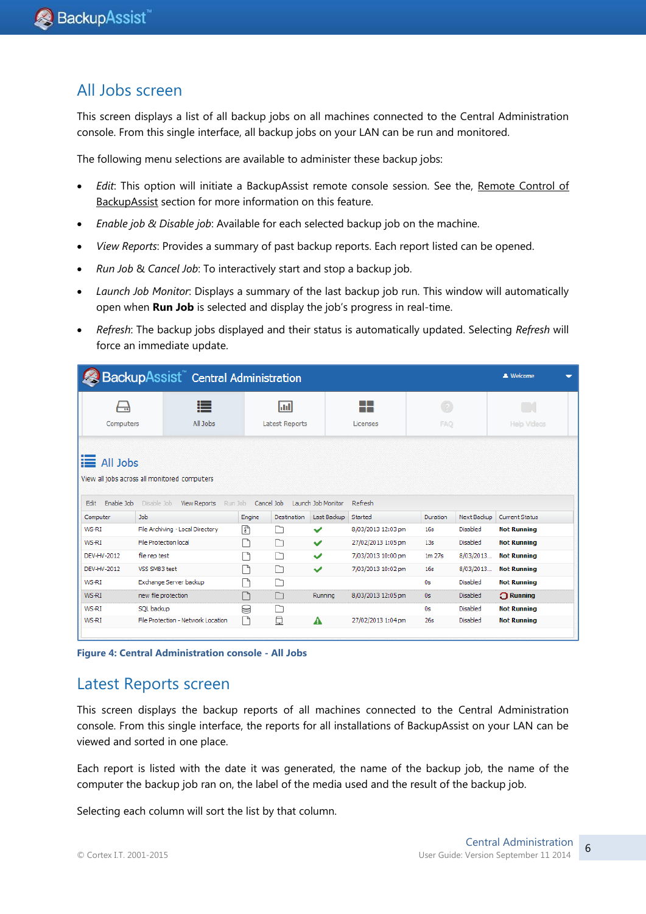## All Jobs screen

This screen displays a list of all backup jobs on all machines connected to the Central Administration console. From this single interface, all backup jobs on your LAN can be run and monitored.

The following menu selections are available to administer these backup jobs:

- *Edit*: This option will initiate a BackupAssist remote console session. See the, Remote Control of BackupAssist section for more information on this feature.
- *Enable job & Disable job*: Available for each selected backup job on the machine.
- *View Reports*: Provides a summary of past backup reports. Each report listed can be opened.
- *Run Job & Cancel Job*: To interactively start and stop a backup job.
- *Launch Job Monitor*: Displays a summary of the last backup job run. This window will automatically open when **Run Job** is selected and display the job's progress in real-time.
- *Refresh*: The backup jobs displayed and their status is automatically updated. Selecting *Refresh* will force an immediate update.

**Figure 4: Central Administration console - All Jobs**

## Latest Reports screen

This screen displays the backup reports of all machines connected to the Central Administration console. From this single interface, the reports for all installations of BackupAssist on your LAN can be viewed and sorted in one place.

Each report is listed with the date it was generated, the name of the backup job, the name of the computer the backup job ran on, the label of the media used and the result of the backup job.

Selecting each column will sort the list by that column.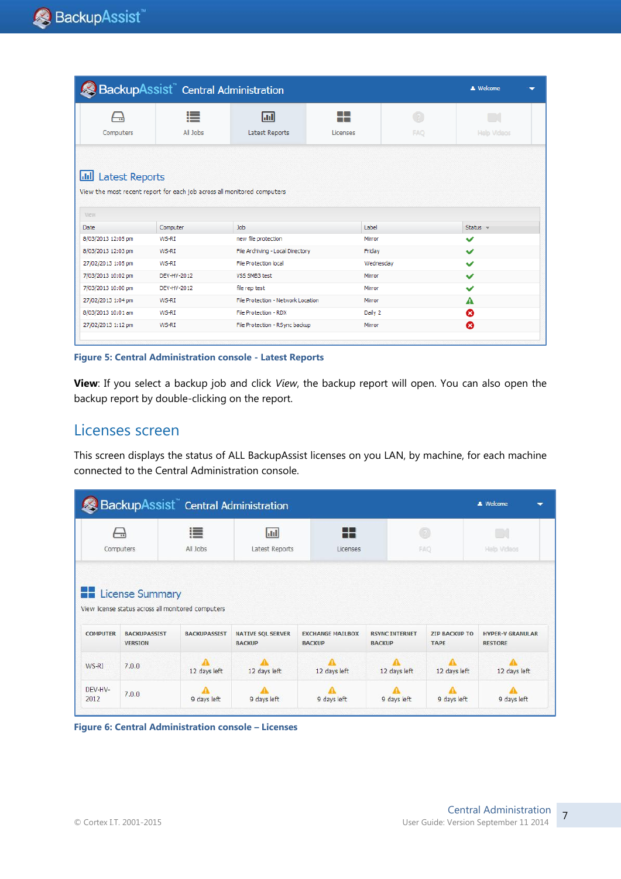Figure 5: Central Administration console - Latest Reports

**View**: If you select a backup job and click *View*, the backup report will open. You can also open the backup report by double-clicking on the report.

## Licenses screen

This screen displays the status of ALL BackupAssist licenses on you LAN, by machine, for each machine connected to the Central Administration console.

Figure 6: Central Administration console – Licenses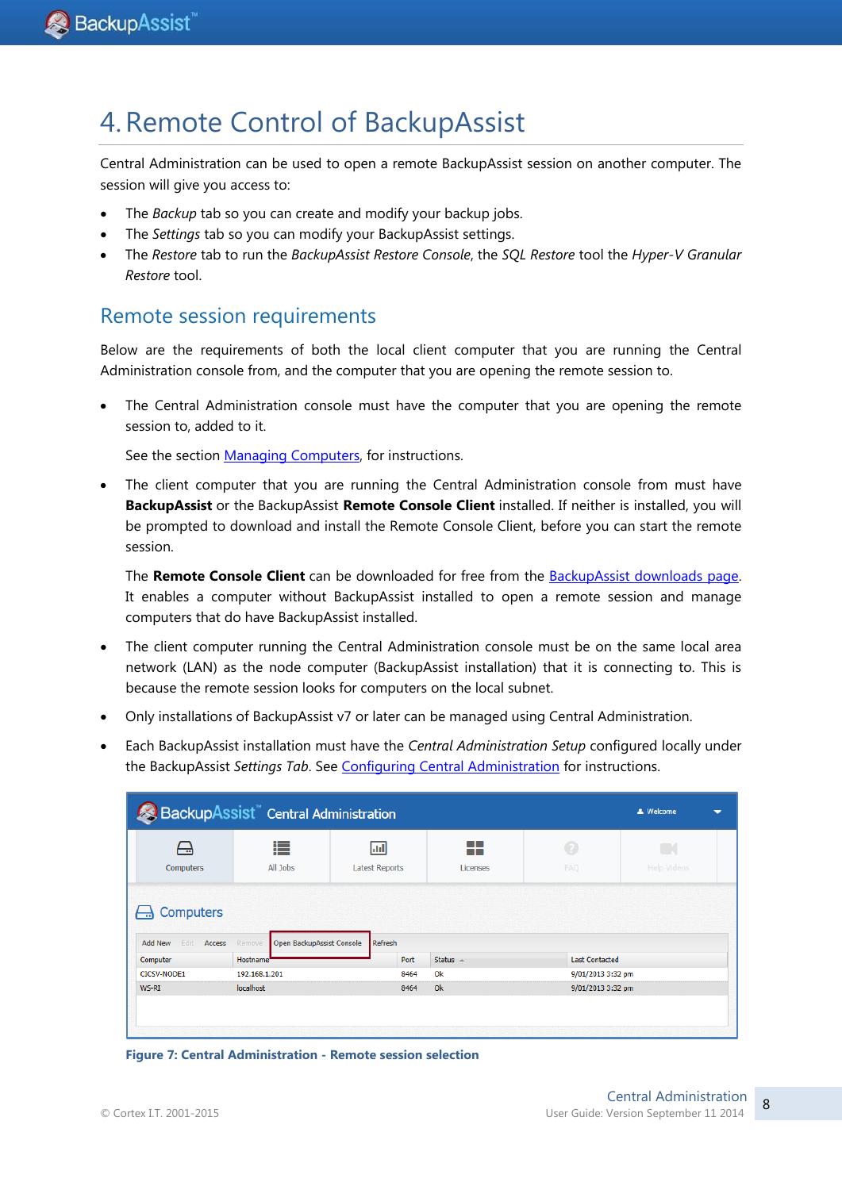# 4. Remote Control of BackupAssist

Central Administration can be used to open a remote BackupAssist session on another computer. The session will give you access to:

- The *Backup* tab so you can create and modify your backup jobs.
- The *Settings* tab so you can modify your BackupAssist settings.
- The *Restore* tab to run the *BackupAssist Restore Console*, the *SQL Restore* tool the *Hyper-V Granular Restore* tool.

## Remote session requirements

Below are the requirements of both the local client computer that you are running the Central Administration console from, and the computer that you are opening the remote session to.

- The Central Administration console must have the computer that you are opening the remote session to, added to it.

  See the section Managing Computers, for instructions.

- The client computer that you are running the Central Administration console from must have **BackupAssist** or the BackupAssist **Remote Console Client** installed. If neither is installed, you will be prompted to download and install the Remote Console Client, before you can start the remote session.

  The **Remote Console Client** can be downloaded for free from the BackupAssist downloads page. It enables a computer without BackupAssist installed to open a remote session and manage computers that do have BackupAssist installed.

- The client computer running the Central Administration console must be on the same local area network (LAN) as the node computer (BackupAssist installation) that it is connecting to. This is because the remote session looks for computers on the local subnet.

- Only installations of BackupAssist v7 or later can be managed using Central Administration.

- Each BackupAssist installation must have the *Central Administration Setup* configured locally under the BackupAssist *Settings Tab*. See Configuring Central Administration for instructions.

**Figure 7: Central Administration - Remote session selection**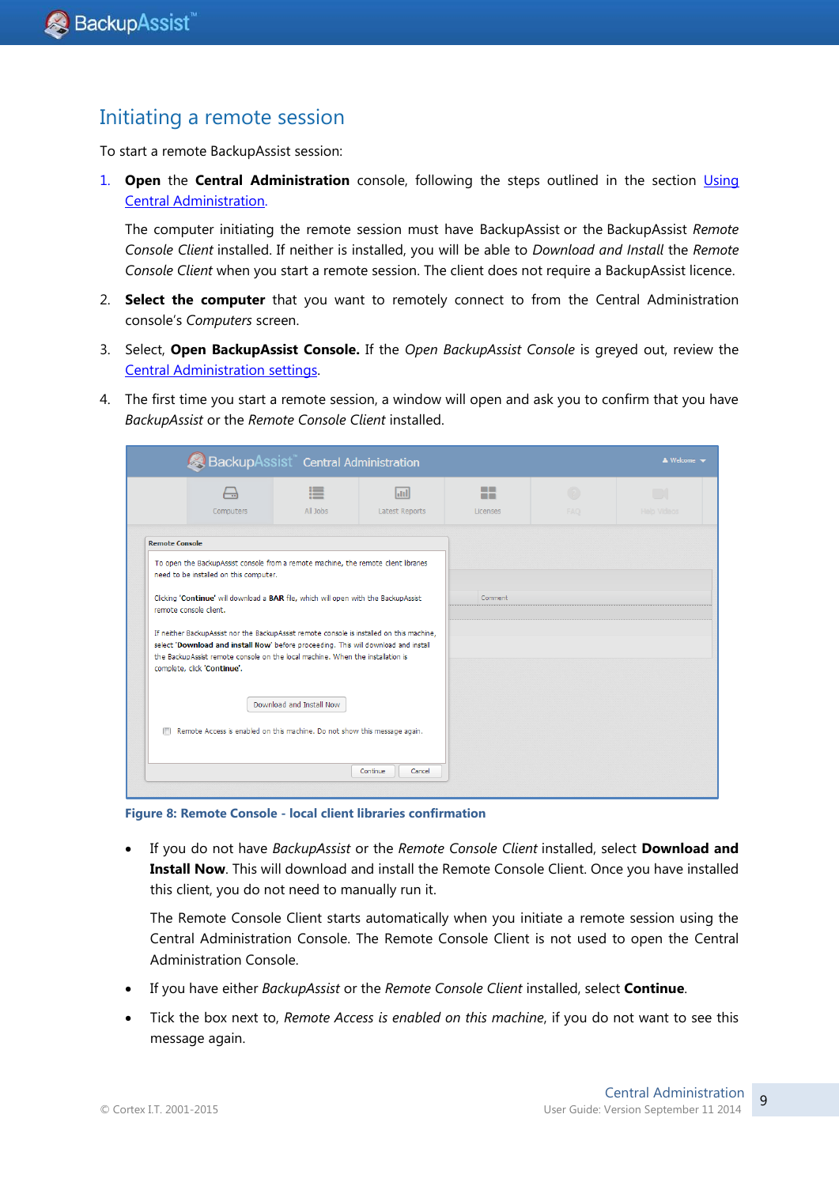## Initiating a remote session

To start a remote BackupAssist session:

1. **Open** the **Central Administration** console, following the steps outlined in the section [Using Central Administration](#).

   The computer initiating the remote session must have BackupAssist or the BackupAssist *Remote Console Client* installed. If neither is installed, you will be able to *Download and Install* the *Remote Console Client* when you start a remote session. The client does not require a BackupAssist licence.

2. **Select the computer** that you want to remotely connect to from the Central Administration console's *Computers* screen.

3. Select, **Open BackupAssist Console.** If the *Open BackupAssist Console* is greyed out, review the [Central Administration settings](#).

4. The first time you start a remote session, a window will open and ask you to confirm that you have *BackupAssist* or the *Remote Console Client* installed.

**Figure 8: Remote Console - local client libraries confirmation**

- If you do not have *BackupAssist* or the *Remote Console Client* installed, select **Download and Install Now**. This will download and install the Remote Console Client. Once you have installed this client, you do not need to manually run it.

  The Remote Console Client starts automatically when you initiate a remote session using the Central Administration Console. The Remote Console Client is not used to open the Central Administration Console.

- If you have either *BackupAssist* or the *Remote Console Client* installed, select **Continue**.

- Tick the box next to, *Remote Access is enabled on this machine*, if you do not want to see this message again.

© Cortex I.T. 2001-2015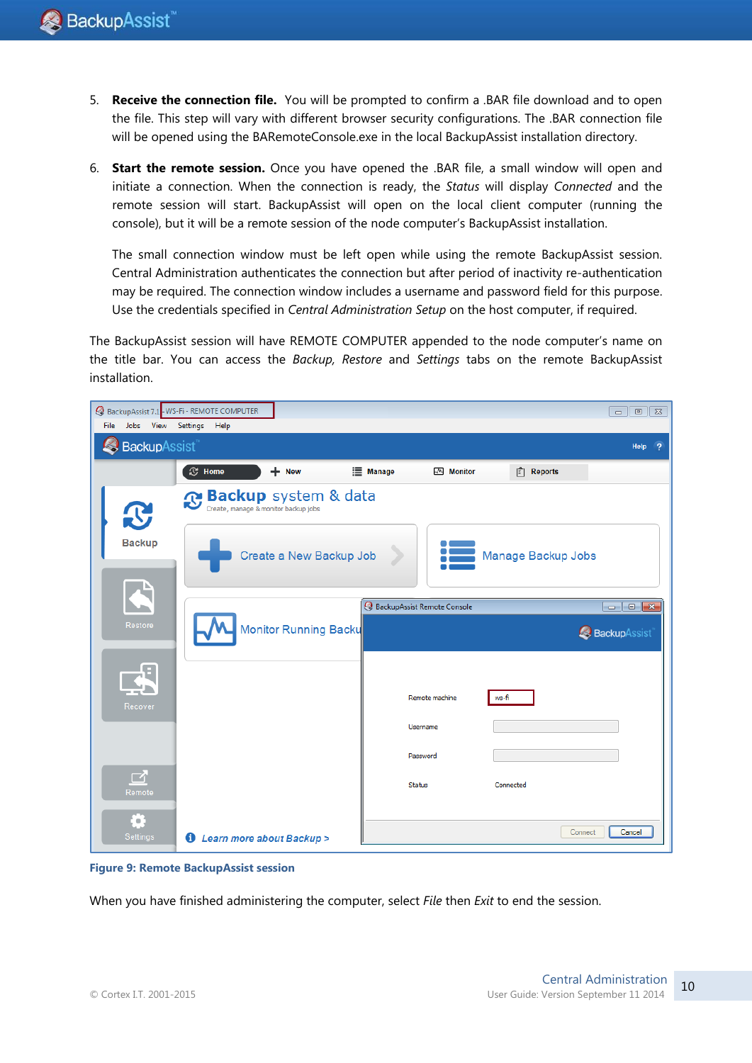5. **Receive the connection file.** You will be prompted to confirm a .BAR file download and to open the file. This step will vary with different browser security configurations. The .BAR connection file will be opened using the BARemoteConsole.exe in the local BackupAssist installation directory.

6. **Start the remote session.** Once you have opened the .BAR file, a small window will open and initiate a connection. When the connection is ready, the *Status* will display *Connected* and the remote session will start. BackupAssist will open on the local client computer (running the console), but it will be a remote session of the node computer's BackupAssist installation.

   The small connection window must be left open while using the remote BackupAssist session. Central Administration authenticates the connection but after period of inactivity re-authentication may be required. The connection window includes a username and password field for this purpose. Use the credentials specified in *Central Administration Setup* on the host computer, if required.

The BackupAssist session will have REMOTE COMPUTER appended to the node computer's name on the title bar. You can access the *Backup, Restore* and *Settings* tabs on the remote BackupAssist installation.

**Figure 9: Remote BackupAssist session**

When you have finished administering the computer, select *File* then *Exit* to end the session.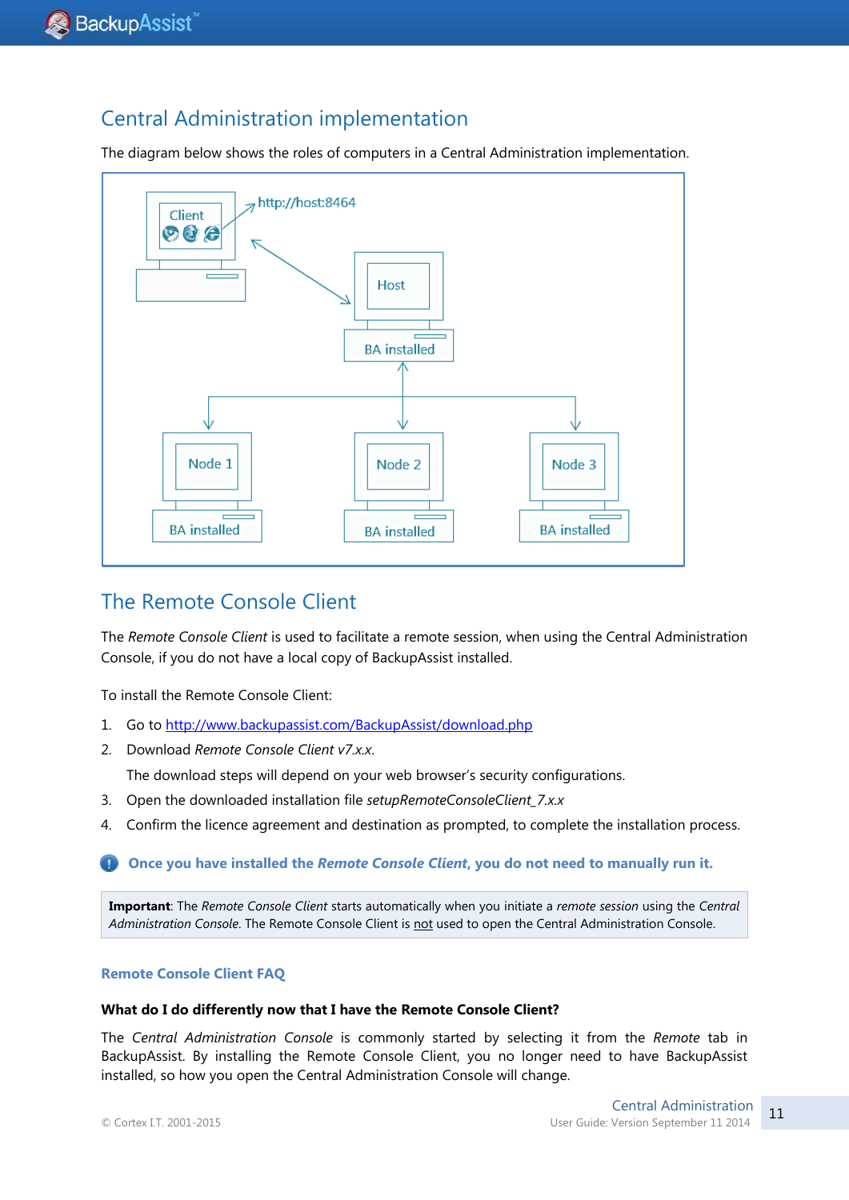## Central Administration implementation

The diagram below shows the roles of computers in a Central Administration implementation.

## The Remote Console Client

The *Remote Console Client* is used to facilitate a remote session, when using the Central Administration Console, if you do not have a local copy of BackupAssist installed.

To install the Remote Console Client:

1. Go to http://www.backupassist.com/BackupAssist/download.php
2. Download *Remote Console Client v7.x.x.*

   The download steps will depend on your web browser's security configurations.
3. Open the downloaded installation file *setupRemoteConsoleClient_7.x.x*
4. Confirm the licence agreement and destination as prompted, to complete the installation process.

**Once you have installed the *Remote Console Client*, you do not need to manually run it.**

> **Important**: The *Remote Console Client* starts automatically when you initiate a *remote session* using the *Central Administration Console*. The Remote Console Client is not used to open the Central Administration Console.

### Remote Console Client FAQ

**What do I do differently now that I have the Remote Console Client?**

The *Central Administration Console* is commonly started by selecting it from the *Remote* tab in BackupAssist. By installing the Remote Console Client, you no longer need to have BackupAssist installed, so how you open the Central Administration Console will change.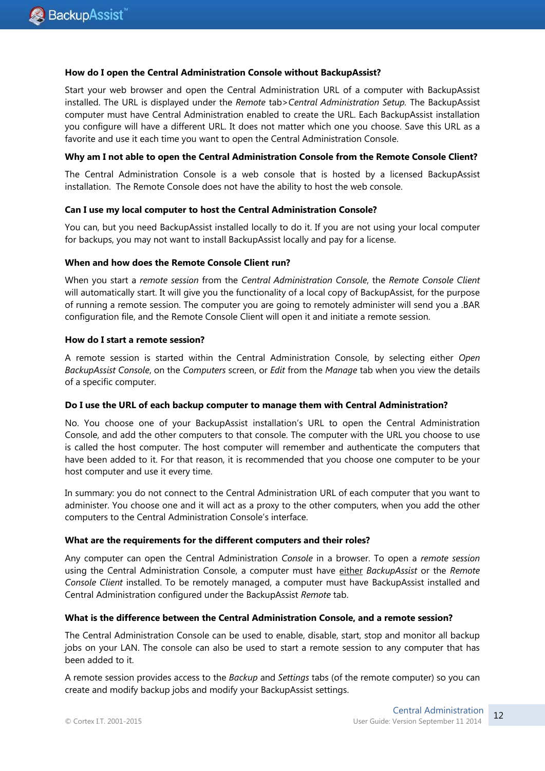### How do I open the Central Administration Console without BackupAssist?

Start your web browser and open the Central Administration URL of a computer with BackupAssist installed. The URL is displayed under the *Remote* tab>*Central Administration Setup.* The BackupAssist computer must have Central Administration enabled to create the URL. Each BackupAssist installation you configure will have a different URL. It does not matter which one you choose. Save this URL as a favorite and use it each time you want to open the Central Administration Console.

### Why am I not able to open the Central Administration Console from the Remote Console Client?

The Central Administration Console is a web console that is hosted by a licensed BackupAssist installation. The Remote Console does not have the ability to host the web console.

### Can I use my local computer to host the Central Administration Console?

You can, but you need BackupAssist installed locally to do it. If you are not using your local computer for backups, you may not want to install BackupAssist locally and pay for a license.

### When and how does the Remote Console Client run?

When you start a *remote session* from the *Central Administration Console*, the *Remote Console Client* will automatically start. It will give you the functionality of a local copy of BackupAssist, for the purpose of running a remote session. The computer you are going to remotely administer will send you a .BAR configuration file, and the Remote Console Client will open it and initiate a remote session.

### How do I start a remote session?

A remote session is started within the Central Administration Console, by selecting either *Open BackupAssist Console*, on the *Computers* screen, or *Edit* from the *Manage* tab when you view the details of a specific computer.

### Do I use the URL of each backup computer to manage them with Central Administration?

No. You choose one of your BackupAssist installation's URL to open the Central Administration Console, and add the other computers to that console. The computer with the URL you choose to use is called the host computer. The host computer will remember and authenticate the computers that have been added to it. For that reason, it is recommended that you choose one computer to be your host computer and use it every time.

In summary: you do not connect to the Central Administration URL of each computer that you want to administer. You choose one and it will act as a proxy to the other computers, when you add the other computers to the Central Administration Console's interface.

### What are the requirements for the different computers and their roles?

Any computer can open the Central Administration *Console* in a browser. To open a *remote session* using the Central Administration Console, a computer must have either *BackupAssist* or the *Remote Console Client* installed. To be remotely managed, a computer must have BackupAssist installed and Central Administration configured under the BackupAssist *Remote* tab.

### What is the difference between the Central Administration Console, and a remote session?

The Central Administration Console can be used to enable, disable, start, stop and monitor all backup jobs on your LAN. The console can also be used to start a remote session to any computer that has been added to it.

A remote session provides access to the *Backup* and *Settings* tabs (of the remote computer) so you can create and modify backup jobs and modify your BackupAssist settings.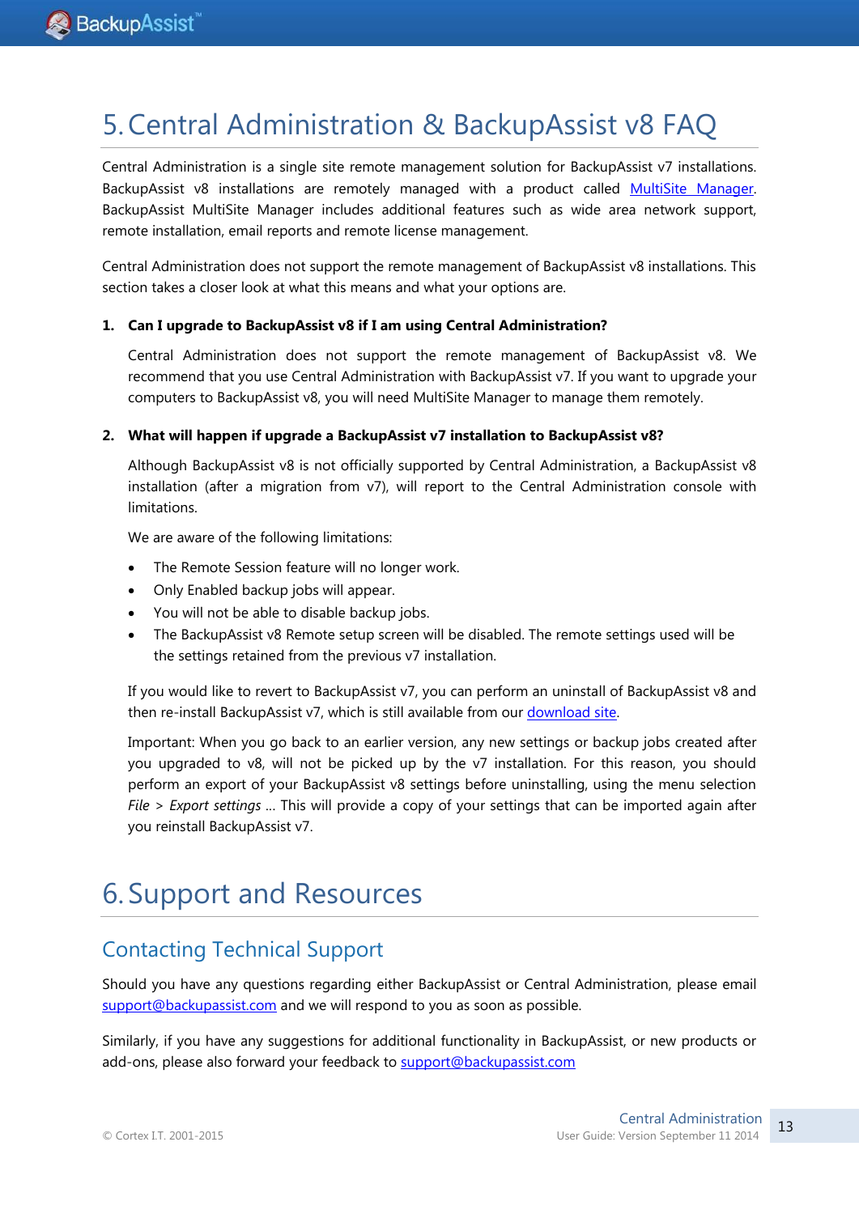# 5. Central Administration & BackupAssist v8 FAQ

Central Administration is a single site remote management solution for BackupAssist v7 installations. BackupAssist v8 installations are remotely managed with a product called [MultiSite Manager](). BackupAssist MultiSite Manager includes additional features such as wide area network support, remote installation, email reports and remote license management.

Central Administration does not support the remote management of BackupAssist v8 installations. This section takes a closer look at what this means and what your options are.

1. **Can I upgrade to BackupAssist v8 if I am using Central Administration?**

   Central Administration does not support the remote management of BackupAssist v8. We recommend that you use Central Administration with BackupAssist v7. If you want to upgrade your computers to BackupAssist v8, you will need MultiSite Manager to manage them remotely.

2. **What will happen if upgrade a BackupAssist v7 installation to BackupAssist v8?**

   Although BackupAssist v8 is not officially supported by Central Administration, a BackupAssist v8 installation (after a migration from v7), will report to the Central Administration console with limitations.

   We are aware of the following limitations:

   - The Remote Session feature will no longer work.
   - Only Enabled backup jobs will appear.
   - You will not be able to disable backup jobs.
   - The BackupAssist v8 Remote setup screen will be disabled. The remote settings used will be the settings retained from the previous v7 installation.

   If you would like to revert to BackupAssist v7, you can perform an uninstall of BackupAssist v8 and then re-install BackupAssist v7, which is still available from our [download site]().

   Important: When you go back to an earlier version, any new settings or backup jobs created after you upgraded to v8, will not be picked up by the v7 installation. For this reason, you should perform an export of your BackupAssist v8 settings before uninstalling, using the menu selection *File* > *Export settings* ... This will provide a copy of your settings that can be imported again after you reinstall BackupAssist v7.

# 6. Support and Resources

## Contacting Technical Support

Should you have any questions regarding either BackupAssist or Central Administration, please email support@backupassist.com and we will respond to you as soon as possible.

Similarly, if you have any suggestions for additional functionality in BackupAssist, or new products or add-ons, please also forward your feedback to support@backupassist.com